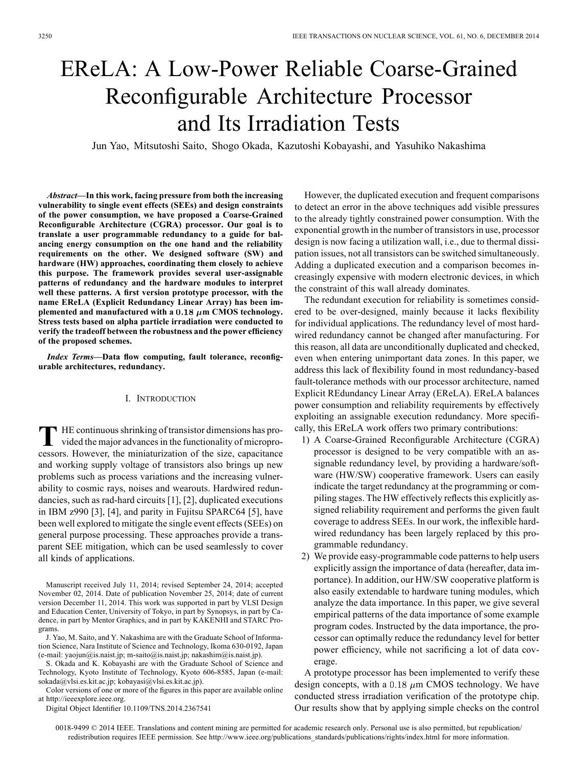# EReLA: A Low-Power Reliable Coarse-Grained Reconfigurable Architecture Processor and Its Irradiation Tests

Jun Yao, Mitsutoshi Saito, Shogo Okada, Kazutoshi Kobayashi, and Yasuhiko Nakashima

***Abstract*—In this work, facing pressure from both the increasing vulnerability to single event effects (SEEs) and design constraints of the power consumption, we have proposed a Coarse-Grained Reconfigurable Architecture (CGRA) processor. Our goal is to translate a user programmable redundancy to a guide for balancing energy consumption on the one hand and the reliability requirements on the other. We designed software (SW) and hardware (HW) approaches, coordinating them closely to achieve this purpose. The framework provides several user-assignable patterns of redundancy and the hardware modules to interpret well these patterns. A first version prototype processor, with the name EReLA (Explicit Redundancy Linear Array) has been implemented and manufactured with a $0.18\ \mu$m CMOS technology. Stress tests based on alpha particle irradiation were conducted to verify the tradeoff between the robustness and the power efficiency of the proposed schemes.**

***Index Terms*—Data flow computing, fault tolerance, reconfigurable architectures, redundancy.**

## I. Introduction

The continuous shrinking of transistor dimensions has provided the major advances in the functionality of microprocessors. However, the miniaturization of the size, capacitance and working supply voltage of transistors also brings up new problems such as process variations and the increasing vulnerability to cosmic rays, noises and wearouts. Hardwired redundancies, such as rad-hard circuits [1], [2], duplicated executions in IBM z990 [3], [4], and parity in Fujitsu SPARC64 [5], have been well explored to mitigate the single event effects (SEEs) on general purpose processing. These approaches provide a transparent SEE mitigation, which can be used seamlessly to cover all kinds of applications.

However, the duplicated execution and frequent comparisons to detect an error in the above techniques add visible pressures to the already tightly constrained power consumption. With the exponential growth in the number of transistors in use, processor design is now facing a utilization wall, i.e., due to thermal dissipation issues, not all transistors can be switched simultaneously. Adding a duplicated execution and a comparison becomes increasingly expensive with modern electronic devices, in which the constraint of this wall already dominates.

The redundant execution for reliability is sometimes considered to be over-designed, mainly because it lacks flexibility for individual applications. The redundancy level of most hardwired redundancy cannot be changed after manufacturing. For this reason, all data are unconditionally duplicated and checked, even when entering unimportant data zones. In this paper, we address this lack of flexibility found in most redundancy-based fault-tolerance methods with our processor architecture, named Explicit REdundancy Linear Array (EReLA). EReLA balances power consumption and reliability requirements by effectively exploiting an assignable execution redundancy. More specifically, this EReLA work offers two primary contributions:

1) A Coarse-Grained Reconfigurable Architecture (CGRA) processor is designed to be very compatible with an assignable redundancy level, by providing a hardware/software (HW/SW) cooperative framework. Users can easily indicate the target redundancy at the programming or compiling stages. The HW effectively reflects this explicitly assigned reliability requirement and performs the given fault coverage to address SEEs. In our work, the inflexible hardwired redundancy has been largely replaced by this programmable redundancy.
2) We provide easy-programmable code patterns to help users explicitly assign the importance of data (hereafter, data importance). In addition, our HW/SW cooperative platform is also easily extendable to hardware tuning modules, which analyze the data importance. In this paper, we give several empirical patterns of the data importance of some example program codes. Instructed by the data importance, the processor can optimally reduce the redundancy level for better power efficiency, while not sacrificing a lot of data coverage.

A prototype processor has been implemented to verify these design concepts, with a $0.18\ \mu$m CMOS technology. We have conducted stress irradiation verification of the prototype chip. Our results show that by applying simple checks on the control

---

Manuscript received July 11, 2014; revised September 24, 2014; accepted November 02, 2014. Date of publication November 25, 2014; date of current version December 11, 2014. This work was supported in part by VLSI Design and Education Center, University of Tokyo, in part by Synopsys, in part by Cadence, in part by Mentor Graphics, and in part by KAKENHI and STARC Programs.

J. Yao, M. Saito, and Y. Nakashima are with the Graduate School of Information Science, Nara Institute of Science and Technology, Ikoma 630-0192, Japan (e-mail: yaojun@is.naist.jp; m-saito@is.naist.jp; nakashim@is.naist.jp).

S. Okada and K. Kobayashi are with the Graduate School of Science and Technology, Kyoto Institute of Technology, Kyoto 606-8585, Japan (e-mail: sokada@vlsi.es.kit.ac.jp; kobayasi@vlsi.es.kit.ac.jp).

Color versions of one or more of the figures in this paper are available online at http://ieeexplore.ieee.org.

Digital Object Identifier 10.1109/TNS.2014.2367541

0018-9499 © 2014 IEEE. Translations and content mining are permitted for academic research only. Personal use is also permitted, but republication/redistribution requires IEEE permission. See http://www.ieee.org/publications_standards/publications/rights/index.html for more information.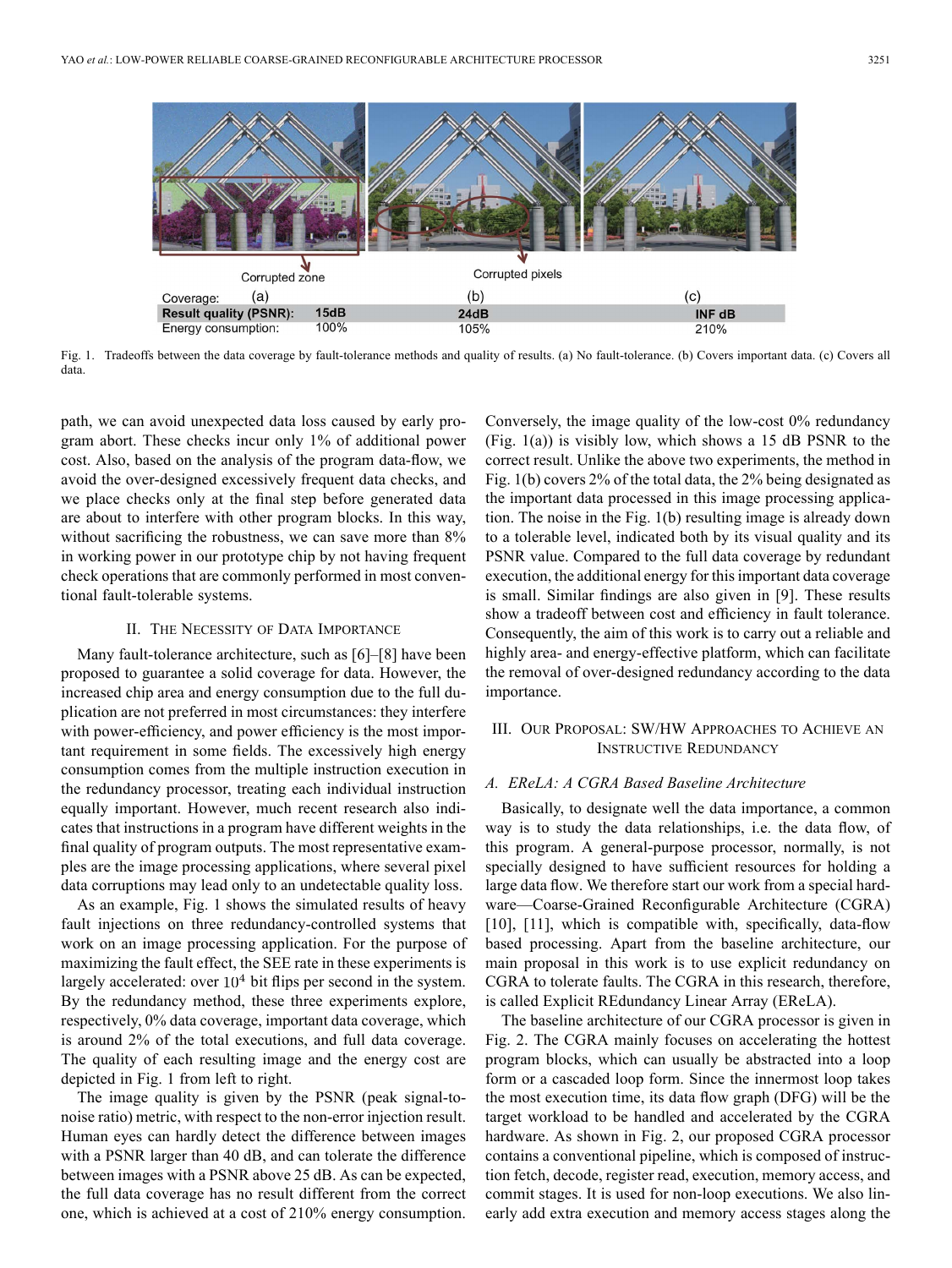| Coverage: | (a) | (b) | (c) |
|---|---|---|---|
| **Result quality (PSNR):** | **15dB** | **24dB** | **INF dB** |
| Energy consumption: | 100% | 105% | 210% |

Fig. 1. Tradeoffs between the data coverage by fault-tolerance methods and quality of results. (a) No fault-tolerance. (b) Covers important data. (c) Covers all data.

path, we can avoid unexpected data loss caused by early program abort. These checks incur only 1% of additional power cost. Also, based on the analysis of the program data-flow, we avoid the over-designed excessively frequent data checks, and we place checks only at the final step before generated data are about to interfere with other program blocks. In this way, without sacrificing the robustness, we can save more than 8% in working power in our prototype chip by not having frequent check operations that are commonly performed in most conventional fault-tolerable systems.

## II. The Necessity of Data Importance

Many fault-tolerance architecture, such as [6]–[8] have been proposed to guarantee a solid coverage for data. However, the increased chip area and energy consumption due to the full duplication are not preferred in most circumstances: they interfere with power-efficiency, and power efficiency is the most important requirement in some fields. The excessively high energy consumption comes from the multiple instruction execution in the redundancy processor, treating each individual instruction equally important. However, much recent research also indicates that instructions in a program have different weights in the final quality of program outputs. The most representative examples are the image processing applications, where several pixel data corruptions may lead only to an undetectable quality loss.

As an example, Fig. 1 shows the simulated results of heavy fault injections on three redundancy-controlled systems that work on an image processing application. For the purpose of maximizing the fault effect, the SEE rate in these experiments is largely accelerated: over $10^4$ bit flips per second in the system. By the redundancy method, these three experiments explore, respectively, 0% data coverage, important data coverage, which is around 2% of the total executions, and full data coverage. The quality of each resulting image and the energy cost are depicted in Fig. 1 from left to right.

The image quality is given by the PSNR (peak signal-to-noise ratio) metric, with respect to the non-error injection result. Human eyes can hardly detect the difference between images with a PSNR larger than 40 dB, and can tolerate the difference between images with a PSNR above 25 dB. As can be expected, the full data coverage has no result different from the correct one, which is achieved at a cost of 210% energy consumption. Conversely, the image quality of the low-cost 0% redundancy (Fig. 1(a)) is visibly low, which shows a 15 dB PSNR to the correct result. Unlike the above two experiments, the method in Fig. 1(b) covers 2% of the total data, the 2% being designated as the important data processed in this image processing application. The noise in the Fig. 1(b) resulting image is already down to a tolerable level, indicated both by its visual quality and its PSNR value. Compared to the full data coverage by redundant execution, the additional energy for this important data coverage is small. Similar findings are also given in [9]. These results show a tradeoff between cost and efficiency in fault tolerance. Consequently, the aim of this work is to carry out a reliable and highly area- and energy-effective platform, which can facilitate the removal of over-designed redundancy according to the data importance.

## III. Our Proposal: SW/HW Approaches to Achieve an Instructive Redundancy

### A. EReLA: A CGRA Based Baseline Architecture

Basically, to designate well the data importance, a common way is to study the data relationships, i.e. the data flow, of this program. A general-purpose processor, normally, is not specially designed to have sufficient resources for holding a large data flow. We therefore start our work from a special hardware—Coarse-Grained Reconfigurable Architecture (CGRA) [10], [11], which is compatible with, specifically, data-flow based processing. Apart from the baseline architecture, our main proposal in this work is to use explicit redundancy on CGRA to tolerate faults. The CGRA in this research, therefore, is called Explicit REdundancy Linear Array (EReLA).

The baseline architecture of our CGRA processor is given in Fig. 2. The CGRA mainly focuses on accelerating the hottest program blocks, which can usually be abstracted into a loop form or a cascaded loop form. Since the innermost loop takes the most execution time, its data flow graph (DFG) will be the target workload to be handled and accelerated by the CGRA hardware. As shown in Fig. 2, our proposed CGRA processor contains a conventional pipeline, which is composed of instruction fetch, decode, register read, execution, memory access, and commit stages. It is used for non-loop executions. We also linearly add extra execution and memory access stages along the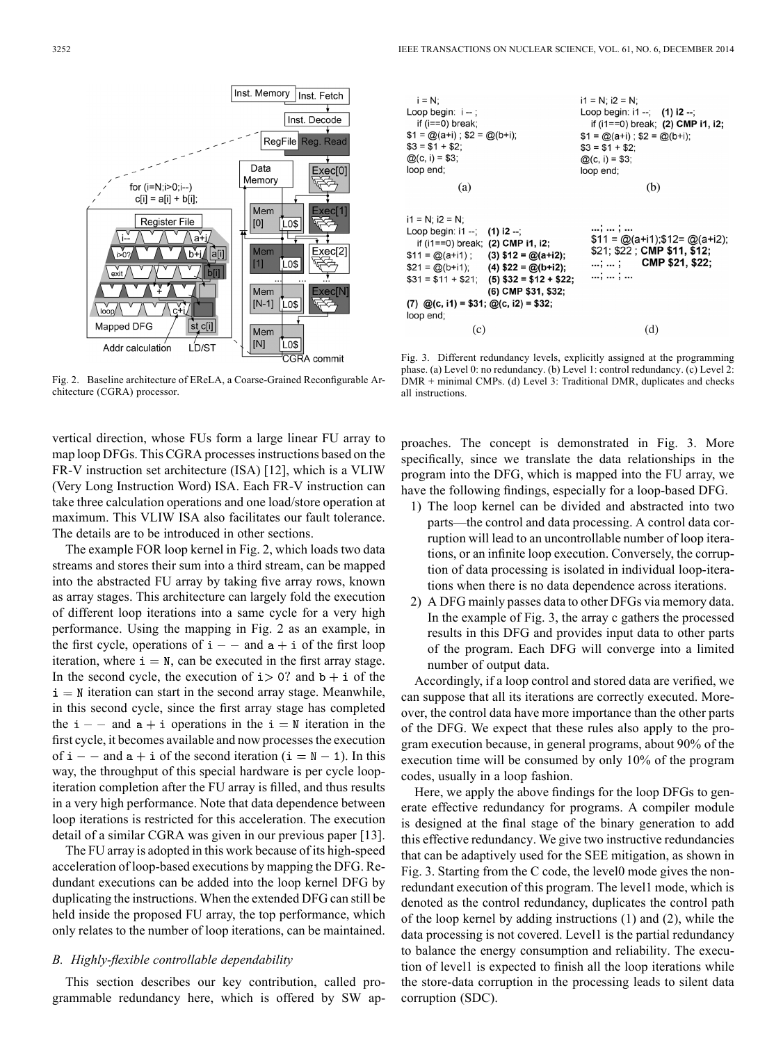Fig. 2. Baseline architecture of EReLA, a Coarse-Grained Reconfigurable Architecture (CGRA) processor.

Fig. 3. Different redundancy levels, explicitly assigned at the programming phase. (a) Level 0: no redundancy. (b) Level 1: control redundancy. (c) Level 2: DMR + minimal CMPs. (d) Level 3: Traditional DMR, duplicates and checks all instructions.

vertical direction, whose FUs form a large linear FU array to map loop DFGs. This CGRA processes instructions based on the FR-V instruction set architecture (ISA) [12], which is a VLIW (Very Long Instruction Word) ISA. Each FR-V instruction can take three calculation operations and one load/store operation at maximum. This VLIW ISA also facilitates our fault tolerance. The details are to be introduced in other sections.

The example FOR loop kernel in Fig. 2, which loads two data streams and stores their sum into a third stream, can be mapped into the abstracted FU array by taking five array rows, known as array stages. This architecture can largely fold the execution of different loop iterations into a same cycle for a very high performance. Using the mapping in Fig. 2 as an example, in the first cycle, operations of `i--` and `a+i` of the first loop iteration, where `i = N`, can be executed in the first array stage. In the second cycle, the execution of `i > 0?` and `b+i` of the `i = N` iteration can start in the second array stage. Meanwhile, in this second cycle, since the first array stage has completed the `i--` and `a+i` operations in the `i = N` iteration in the first cycle, it becomes available and now processes the execution of `i--` and `a+i` of the second iteration (`i = N - 1`). In this way, the throughput of this special hardware is per cycle loop-iteration completion after the FU array is filled, and thus results in a very high performance. Note that data dependence between loop iterations is restricted for this acceleration. The execution detail of a similar CGRA was given in our previous paper [13].

The FU array is adopted in this work because of its high-speed acceleration of loop-based executions by mapping the DFG. Redundant executions can be added into the loop kernel DFG by duplicating the instructions. When the extended DFG can still be held inside the proposed FU array, the top performance, which only relates to the number of loop iterations, can be maintained.

### *B. Highly-flexible controllable dependability*

This section describes our key contribution, called programmable redundancy here, which is offered by SW approaches. The concept is demonstrated in Fig. 3. More specifically, since we translate the data relationships in the program into the DFG, which is mapped into the FU array, we have the following findings, especially for a loop-based DFG.

1) The loop kernel can be divided and abstracted into two parts—the control and data processing. A control data corruption will lead to an uncontrollable number of loop iterations, or an infinite loop execution. Conversely, the corruption of data processing is isolated in individual loop-iterations when there is no data dependence across iterations.
2) A DFG mainly passes data to other DFGs via memory data. In the example of Fig. 3, the array c gathers the processed results in this DFG and provides input data to other parts of the program. Each DFG will converge into a limited number of output data.

Accordingly, if a loop control and stored data are verified, we can suppose that all its iterations are correctly executed. Moreover, the control data have more importance than the other parts of the DFG. We expect that these rules also apply to the program execution because, in general programs, about 90% of the execution time will be consumed by only 10% of the program codes, usually in a loop fashion.

Here, we apply the above findings for the loop DFGs to generate effective redundancy for programs. A compiler module is designed at the final stage of the binary generation to add this effective redundancy. We give two instructive redundancies that can be adaptively used for the SEE mitigation, as shown in Fig. 3. Starting from the C code, the level0 mode gives the non-redundant execution of this program. The level1 mode, which is denoted as the control redundancy, duplicates the control path of the loop kernel by adding instructions (1) and (2), while the data processing is not covered. Level1 is the partial redundancy to balance the energy consumption and reliability. The execution of level1 is expected to finish all the loop iterations while the store-data corruption in the processing leads to silent data corruption (SDC).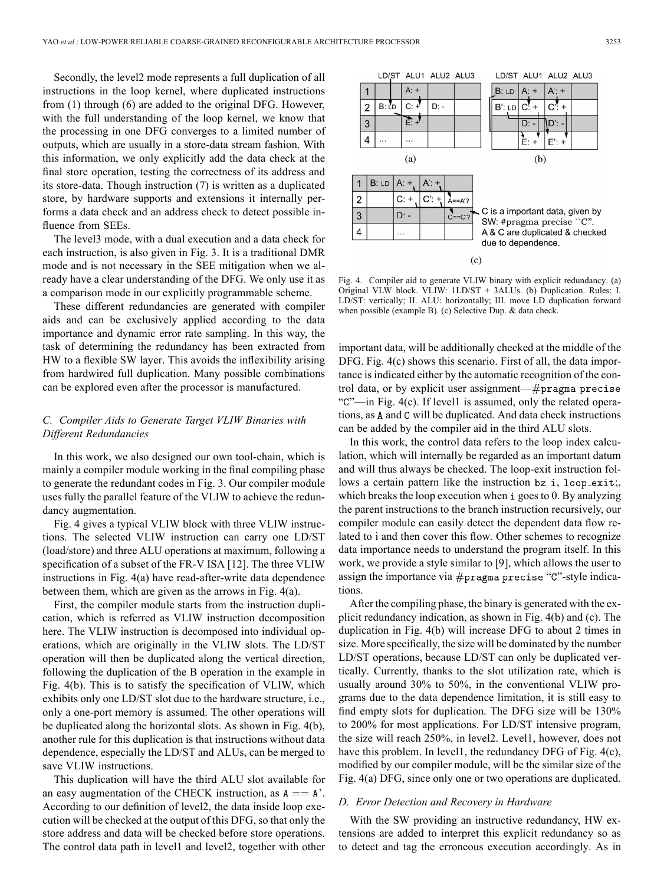Secondly, the level2 mode represents a full duplication of all instructions in the loop kernel, where duplicated instructions from (1) through (6) are added to the original DFG. However, with the full understanding of the loop kernel, we know that the processing in one DFG converges to a limited number of outputs, which are usually in a store-data stream fashion. With this information, we only explicitly add the data check at the final store operation, testing the correctness of its address and its store-data. Though instruction (7) is written as a duplicated store, by hardware supports and extensions it internally performs a data check and an address check to detect possible influence from SEEs.

The level3 mode, with a dual execution and a data check for each instruction, is also given in Fig. 3. It is a traditional DMR mode and is not necessary in the SEE mitigation when we already have a clear understanding of the DFG. We only use it as a comparison mode in our explicitly programmable scheme.

These different redundancies are generated with compiler aids and can be exclusively applied according to the data importance and dynamic error rate sampling. In this way, the task of determining the redundancy has been extracted from HW to a flexible SW layer. This avoids the inflexibility arising from hardwired full duplication. Many possible combinations can be explored even after the processor is manufactured.

### C. Compiler Aids to Generate Target VLIW Binaries with Different Redundancies

In this work, we also designed our own tool-chain, which is mainly a compiler module working in the final compiling phase to generate the redundant codes in Fig. 3. Our compiler module uses fully the parallel feature of the VLIW to achieve the redundancy augmentation.

Fig. 4 gives a typical VLIW block with three VLIW instructions. The selected VLIW instruction can carry one LD/ST (load/store) and three ALU operations at maximum, following a specification of a subset of the FR-V ISA [12]. The three VLIW instructions in Fig. 4(a) have read-after-write data dependence between them, which are given as the arrows in Fig. 4(a).

First, the compiler module starts from the instruction duplication, which is referred as VLIW instruction decomposition here. The VLIW instruction is decomposed into individual operations, which are originally in the VLIW slots. The LD/ST operation will then be duplicated along the vertical direction, following the duplication of the B operation in the example in Fig. 4(b). This is to satisfy the specification of VLIW, which exhibits only one LD/ST slot due to the hardware structure, i.e., only a one-port memory is assumed. The other operations will be duplicated along the horizontal slots. As shown in Fig. 4(b), another rule for this duplication is that instructions without data dependence, especially the LD/ST and ALUs, can be merged to save VLIW instructions.

This duplication will have the third ALU slot available for an easy augmentation of the CHECK instruction, as `A == A'`. According to our definition of level2, the data inside loop execution will be checked at the output of this DFG, so that only the store address and data will be checked before store operations. The control data path in level1 and level2, together with other important data, will be additionally checked at the middle of the DFG. Fig. 4(c) shows this scenario. First of all, the data importance is indicated either by the automatic recognition of the control data, or by explicit user assignment—`#pragma precise "C"`—in Fig. 4(c). If level1 is assumed, only the related operations, as `A` and `C` will be duplicated. And data check instructions can be added by the compiler aid in the third ALU slots.

Fig. 4. Compiler aid to generate VLIW binary with explicit redundancy. (a) Original VLW block. VLIW: 1LD/ST + 3ALUs. (b) Duplication. Rules: I. LD/ST: vertically; II. ALU: horizontally; III. move LD duplication forward when possible (example B). (c) Selective Dup. & data check.

In this work, the control data refers to the loop index calculation, which will internally be regarded as an important datum and will thus always be checked. The loop-exit instruction follows a certain pattern like the instruction `bz i, loop_exit;`, which breaks the loop execution when `i` goes to 0. By analyzing the parent instructions to the branch instruction recursively, our compiler module can easily detect the dependent data flow related to i and then cover this flow. Other schemes to recognize data importance needs to understand the program itself. In this work, we provide a style similar to [9], which allows the user to assign the importance via `#pragma precise "C"`-style indications.

After the compiling phase, the binary is generated with the explicit redundancy indication, as shown in Fig. 4(b) and (c). The duplication in Fig. 4(b) will increase DFG to about 2 times in size. More specifically, the size will be dominated by the number LD/ST operations, because LD/ST can only be duplicated vertically. Currently, thanks to the slot utilization rate, which is usually around 30% to 50%, in the conventional VLIW programs due to the data dependence limitation, it is still easy to find empty slots for duplication. The DFG size will be 130% to 200% for most applications. For LD/ST intensive program, the size will reach 250%, in level2. Level1, however, does not have this problem. In level1, the redundancy DFG of Fig. 4(c), modified by our compiler module, will be the similar size of the Fig. 4(a) DFG, since only one or two operations are duplicated.

### D. Error Detection and Recovery in Hardware

With the SW providing an instructive redundancy, HW extensions are added to interpret this explicit redundancy so as to detect and tag the erroneous execution accordingly. As in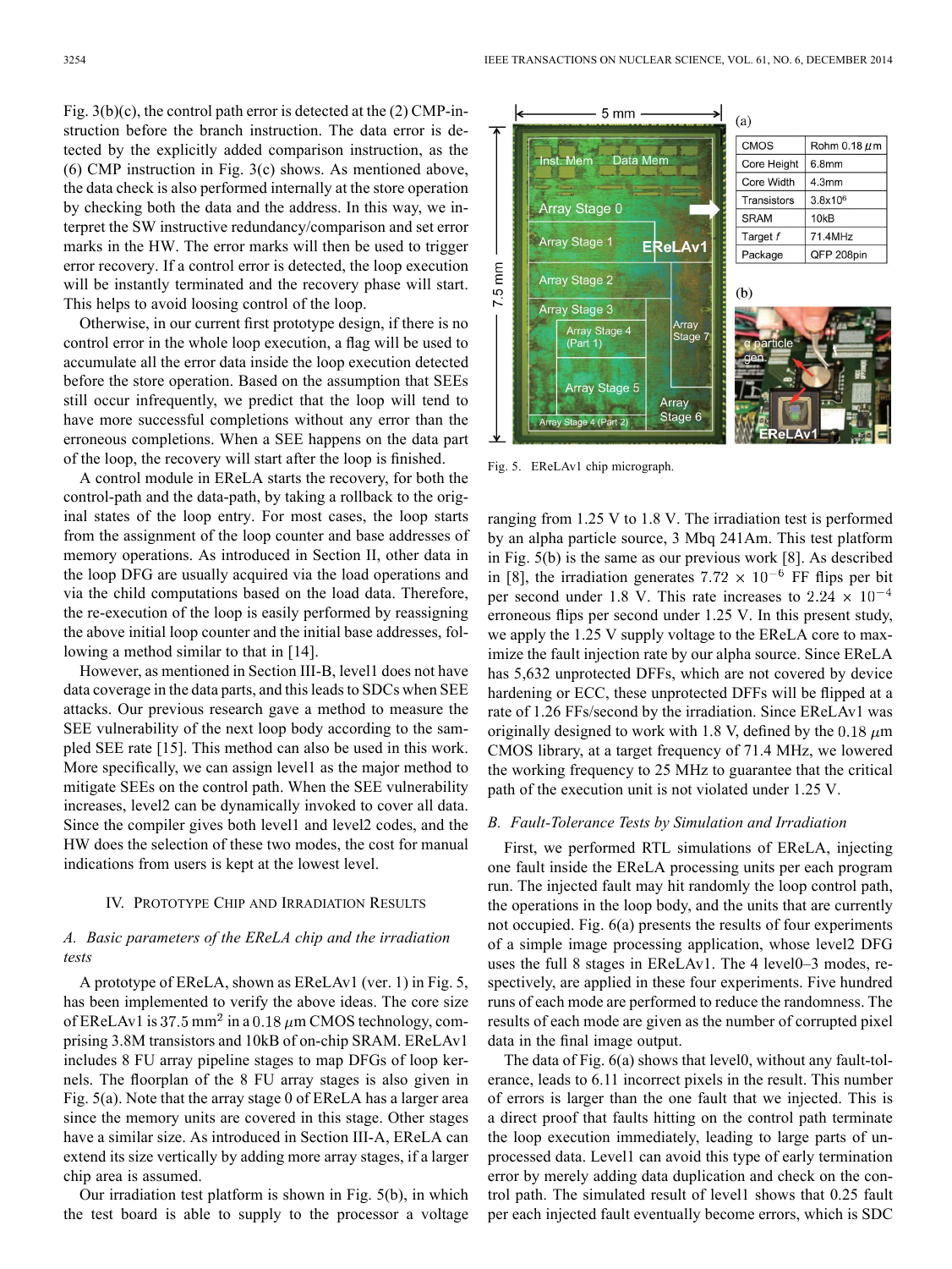Fig. 3(b)(c), the control path error is detected at the (2) CMP-instruction before the branch instruction. The data error is detected by the explicitly added comparison instruction, as the (6) CMP instruction in Fig. 3(c) shows. As mentioned above, the data check is also performed internally at the store operation by checking both the data and the address. In this way, we interpret the SW instructive redundancy/comparison and set error marks in the HW. The error marks will then be used to trigger error recovery. If a control error is detected, the loop execution will be instantly terminated and the recovery phase will start. This helps to avoid loosing control of the loop.

Otherwise, in our current first prototype design, if there is no control error in the whole loop execution, a flag will be used to accumulate all the error data inside the loop execution detected before the store operation. Based on the assumption that SEEs still occur infrequently, we predict that the loop will tend to have more successful completions without any error than the erroneous completions. When a SEE happens on the data part of the loop, the recovery will start after the loop is finished.

A control module in EReLA starts the recovery, for both the control-path and the data-path, by taking a rollback to the original states of the loop entry. For most cases, the loop starts from the assignment of the loop counter and base addresses of memory operations. As introduced in Section II, other data in the loop DFG are usually acquired via the load operations and via the child computations based on the load data. Therefore, the re-execution of the loop is easily performed by reassigning the above initial loop counter and the initial base addresses, following a method similar to that in [14].

However, as mentioned in Section III-B, level1 does not have data coverage in the data parts, and this leads to SDCs when SEE attacks. Our previous research gave a method to measure the SEE vulnerability of the next loop body according to the sampled SEE rate [15]. This method can also be used in this work. More specifically, we can assign level1 as the major method to mitigate SEEs on the control path. When the SEE vulnerability increases, level2 can be dynamically invoked to cover all data. Since the compiler gives both level1 and level2 codes, and the HW does the selection of these two modes, the cost for manual indications from users is kept at the lowest level.

## IV. Prototype Chip and Irradiation Results

### A. Basic parameters of the EReLA chip and the irradiation tests

A prototype of EReLA, shown as EReLAv1 (ver. 1) in Fig. 5, has been implemented to verify the above ideas. The core size of EReLAv1 is 37.5 mm$^2$ in a 0.18 $\mu$m CMOS technology, comprising 3.8M transistors and 10kB of on-chip SRAM. EReLAv1 includes 8 FU array pipeline stages to map DFGs of loop kernels. The floorplan of the 8 FU array stages is also given in Fig. 5(a). Note that the array stage 0 of EReLA has a larger area since the memory units are covered in this stage. Other stages have a similar size. As introduced in Section III-A, EReLA can extend its size vertically by adding more array stages, if a larger chip area is assumed.

Our irradiation test platform is shown in Fig. 5(b), in which the test board is able to supply to the processor a voltage

5 mm
7.5 mm
Inst. Mem
Data Mem
Array Stage 0
Array Stage 1
EReLAv1
Array Stage 2
Array Stage 3
Array Stage 4 (Part 1)
Array Stage 7
Array Stage 5
Array Stage 6
Array Stage 4 (Part 2)

(a)

| | |
|---|---|
| CMOS | Rohm 0.18 $\mu$m |
| Core Height | 6.8mm |
| Core Width | 4.3mm |
| Transistors | 3.8x10$^6$ |
| SRAM | 10kB |
| Target $f$ | 71.4MHz |
| Package | QFP 208pin |

(b)
α particle gen.
EReLAv1

Fig. 5. EReLAv1 chip micrograph.

ranging from 1.25 V to 1.8 V. The irradiation test is performed by an alpha particle source, 3 Mbq 241Am. This test platform in Fig. 5(b) is the same as our previous work [8]. As described in [8], the irradiation generates $7.72 \times 10^{-6}$ FF flips per bit per second under 1.8 V. This rate increases to $2.24 \times 10^{-4}$ erroneous flips per second under 1.25 V. In this present study, we apply the 1.25 V supply voltage to the EReLA core to maximize the fault injection rate by our alpha source. Since EReLA has 5,632 unprotected DFFs, which are not covered by device hardening or ECC, these unprotected DFFs will be flipped at a rate of 1.26 FFs/second by the irradiation. Since EReLAv1 was originally designed to work with 1.8 V, defined by the 0.18 $\mu$m CMOS library, at a target frequency of 71.4 MHz, we lowered the working frequency to 25 MHz to guarantee that the critical path of the execution unit is not violated under 1.25 V.

### B. Fault-Tolerance Tests by Simulation and Irradiation

First, we performed RTL simulations of EReLA, injecting one fault inside the EReLA processing units per each program run. The injected fault may hit randomly the loop control path, the operations in the loop body, and the units that are currently not occupied. Fig. 6(a) presents the results of four experiments of a simple image processing application, whose level2 DFG uses the full 8 stages in EReLAv1. The 4 level0–3 modes, respectively, are applied in these four experiments. Five hundred runs of each mode are performed to reduce the randomness. The results of each mode are given as the number of corrupted pixel data in the final image output.

The data of Fig. 6(a) shows that level0, without any fault-tolerance, leads to 6.11 incorrect pixels in the result. This number of errors is larger than the one fault that we injected. This is a direct proof that faults hitting on the control path terminate the loop execution immediately, leading to large parts of unprocessed data. Level1 can avoid this type of early termination error by merely adding data duplication and check on the control path. The simulated result of level1 shows that 0.25 fault per each injected fault eventually become errors, which is SDC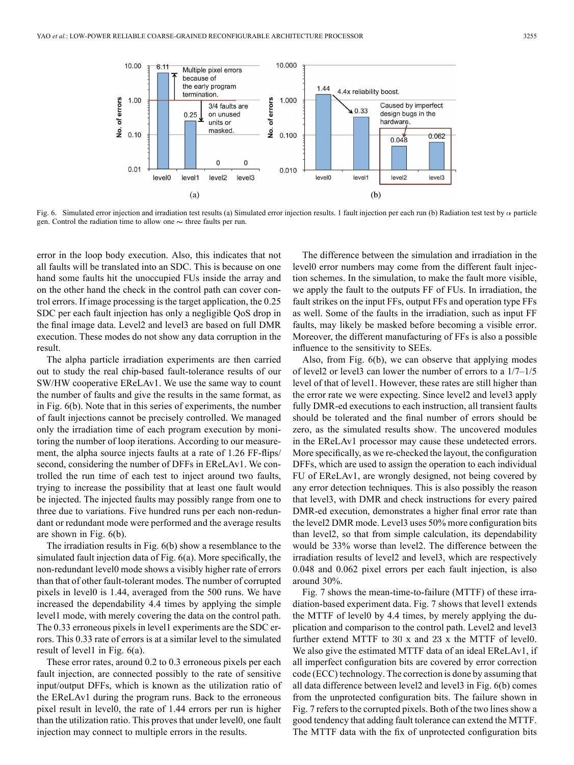Fig. 6. Simulated error injection and irradiation test results (a) Simulated error injection results. 1 fault injection per each run (b) Radiation test test by $\alpha$ particle gen. Control the radiation time to allow one ~ three faults per run.

error in the loop body execution. Also, this indicates that not all faults will be translated into an SDC. This is because on one hand some faults hit the unoccupied FUs inside the array and on the other hand the check in the control path can cover control errors. If image processing is the target application, the 0.25 SDC per each fault injection has only a negligible QoS drop in the final image data. Level2 and level3 are based on full DMR execution. These modes do not show any data corruption in the result.

The alpha particle irradiation experiments are then carried out to study the real chip-based fault-tolerance results of our SW/HW cooperative EReLAv1. We use the same way to count the number of faults and give the results in the same format, as in Fig. 6(b). Note that in this series of experiments, the number of fault injections cannot be precisely controlled. We managed only the irradiation time of each program execution by monitoring the number of loop iterations. According to our measurement, the alpha source injects faults at a rate of 1.26 FF-flips/second, considering the number of DFFs in EReLAv1. We controlled the run time of each test to inject around two faults, trying to increase the possibility that at least one fault would be injected. The injected faults may possibly range from one to three due to variations. Five hundred runs per each non-redundant or redundant mode were performed and the average results are shown in Fig. 6(b).

The irradiation results in Fig. 6(b) show a resemblance to the simulated fault injection data of Fig. 6(a). More specifically, the non-redundant level0 mode shows a visibly higher rate of errors than that of other fault-tolerant modes. The number of corrupted pixels in level0 is 1.44, averaged from the 500 runs. We have increased the dependability 4.4 times by applying the simple level1 mode, with merely covering the data on the control path. The 0.33 erroneous pixels in level1 experiments are the SDC errors. This 0.33 rate of errors is at a similar level to the simulated result of level1 in Fig. 6(a).

These error rates, around 0.2 to 0.3 erroneous pixels per each fault injection, are connected possibly to the rate of sensitive input/output DFFs, which is known as the utilization ratio of the EReLAv1 during the program runs. Back to the erroneous pixel result in level0, the rate of 1.44 errors per run is higher than the utilization ratio. This proves that under level0, one fault injection may connect to multiple errors in the results.

The difference between the simulation and irradiation in the level0 error numbers may come from the different fault injection schemes. In the simulation, to make the fault more visible, we apply the fault to the outputs FF of FUs. In irradiation, the fault strikes on the input FFs, output FFs and operation type FFs as well. Some of the faults in the irradiation, such as input FF faults, may likely be masked before becoming a visible error. Moreover, the different manufacturing of FFs is also a possible influence to the sensitivity to SEEs.

Also, from Fig. 6(b), we can observe that applying modes of level2 or level3 can lower the number of errors to a 1/7–1/5 level of that of level1. However, these rates are still higher than the error rate we were expecting. Since level2 and level3 apply fully DMR-ed executions to each instruction, all transient faults should be tolerated and the final number of errors should be zero, as the simulated results show. The uncovered modules in the EReLAv1 processor may cause these undetected errors. More specifically, as we re-checked the layout, the configuration DFFs, which are used to assign the operation to each individual FU of EReLAv1, are wrongly designed, not being covered by any error detection techniques. This is also possibly the reason that level3, with DMR and check instructions for every paired DMR-ed execution, demonstrates a higher final error rate than the level2 DMR mode. Level3 uses 50% more configuration bits than level2, so that from simple calculation, its dependability would be 33% worse than level2. The difference between the irradiation results of level2 and level3, which are respectively 0.048 and 0.062 pixel errors per each fault injection, is also around 30%.

Fig. 7 shows the mean-time-to-failure (MTTF) of these irradiation-based experiment data. Fig. 7 shows that level1 extends the MTTF of level0 by 4.4 times, by merely applying the duplication and comparison to the control path. Level2 and level3 further extend MTTF to 30 x and 23 x the MTTF of level0. We also give the estimated MTTF data of an ideal EReLAv1, if all imperfect configuration bits are covered by error correction code (ECC) technology. The correction is done by assuming that all data difference between level2 and level3 in Fig. 6(b) comes from the unprotected configuration bits. The failure shown in Fig. 7 refers to the corrupted pixels. Both of the two lines show a good tendency that adding fault tolerance can extend the MTTF. The MTTF data with the fix of unprotected configuration bits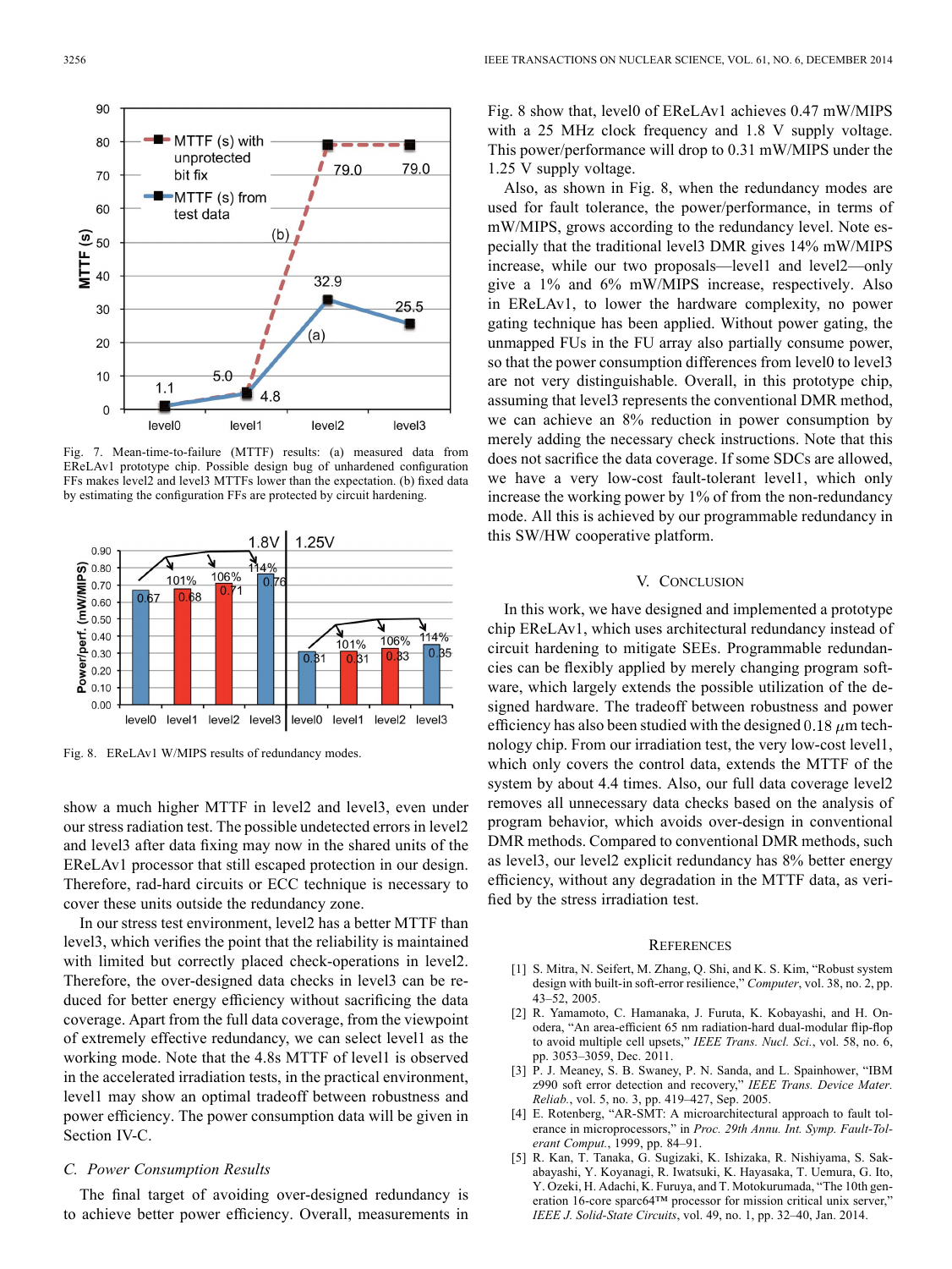Fig. 7. Mean-time-to-failure (MTTF) results: (a) measured data from EReLAv1 prototype chip. Possible design bug of unhardened configuration FFs makes level2 and level3 MTTFs lower than the expectation. (b) fixed data by estimating the configuration FFs are protected by circuit hardening.

Fig. 8. EReLAv1 W/MIPS results of redundancy modes.

show a much higher MTTF in level2 and level3, even under our stress radiation test. The possible undetected errors in level2 and level3 after data fixing may now in the shared units of the EReLAv1 processor that still escaped protection in our design. Therefore, rad-hard circuits or ECC technique is necessary to cover these units outside the redundancy zone.

In our stress test environment, level2 has a better MTTF than level3, which verifies the point that the reliability is maintained with limited but correctly placed check-operations in level2. Therefore, the over-designed data checks in level3 can be reduced for better energy efficiency without sacrificing the data coverage. Apart from the full data coverage, from the viewpoint of extremely effective redundancy, we can select level1 as the working mode. Note that the 4.8s MTTF of level1 is observed in the accelerated irradiation tests, in the practical environment, level1 may show an optimal tradeoff between robustness and power efficiency. The power consumption data will be given in Section IV-C.

### C. Power Consumption Results

The final target of avoiding over-designed redundancy is to achieve better power efficiency. Overall, measurements in Fig. 8 show that, level0 of EReLAv1 achieves 0.47 mW/MIPS with a 25 MHz clock frequency and 1.8 V supply voltage. This power/performance will drop to 0.31 mW/MIPS under the 1.25 V supply voltage.

Also, as shown in Fig. 8, when the redundancy modes are used for fault tolerance, the power/performance, in terms of mW/MIPS, grows according to the redundancy level. Note especially that the traditional level3 DMR gives 14% mW/MIPS increase, while our two proposals—level1 and level2—only give a 1% and 6% mW/MIPS increase, respectively. Also in EReLAv1, to lower the hardware complexity, no power gating technique has been applied. Without power gating, the unmapped FUs in the FU array also partially consume power, so that the power consumption differences from level0 to level3 are not very distinguishable. Overall, in this prototype chip, assuming that level3 represents the conventional DMR method, we can achieve an 8% reduction in power consumption by merely adding the necessary check instructions. Note that this does not sacrifice the data coverage. If some SDCs are allowed, we have a very low-cost fault-tolerant level1, which only increase the working power by 1% of from the non-redundancy mode. All this is achieved by our programmable redundancy in this SW/HW cooperative platform.

## V. Conclusion

In this work, we have designed and implemented a prototype chip EReLAv1, which uses architectural redundancy instead of circuit hardening to mitigate SEEs. Programmable redundancies can be flexibly applied by merely changing program software, which largely extends the possible utilization of the designed hardware. The tradeoff between robustness and power efficiency has also been studied with the designed 0.18 $\mu$m technology chip. From our irradiation test, the very low-cost level1, which only covers the control data, extends the MTTF of the system by about 4.4 times. Also, our full data coverage level2 removes all unnecessary data checks based on the analysis of program behavior, which avoids over-design in conventional DMR methods. Compared to conventional DMR methods, such as level3, our level2 explicit redundancy has 8% better energy efficiency, without any degradation in the MTTF data, as verified by the stress irradiation test.

## References

[1] S. Mitra, N. Seifert, M. Zhang, Q. Shi, and K. S. Kim, "Robust system design with built-in soft-error resilience," *Computer*, vol. 38, no. 2, pp. 43–52, 2005.

[2] R. Yamamoto, C. Hamanaka, J. Furuta, K. Kobayashi, and H. Onodera, "An area-efficient 65 nm radiation-hard dual-modular flip-flop to avoid multiple cell upsets," *IEEE Trans. Nucl. Sci.*, vol. 58, no. 6, pp. 3053–3059, Dec. 2011.

[3] P. J. Meaney, S. B. Swaney, P. N. Sanda, and L. Spainhower, "IBM z990 soft error detection and recovery," *IEEE Trans. Device Mater. Reliab.*, vol. 5, no. 3, pp. 419–427, Sep. 2005.

[4] E. Rotenberg, "AR-SMT: A microarchitectural approach to fault tolerance in microprocessors," in *Proc. 29th Annu. Int. Symp. Fault-Tolerant Comput.*, 1999, pp. 84–91.

[5] R. Kan, T. Tanaka, G. Sugizaki, K. Ishizaka, R. Nishiyama, S. Sakabayashi, Y. Koyanagi, R. Iwatsuki, K. Hayasaka, T. Uemura, G. Ito, Y. Ozeki, H. Adachi, K. Furuya, and T. Motokurumada, "The 10th generation 16-core sparc64™ processor for mission critical unix server," *IEEE J. Solid-State Circuits*, vol. 49, no. 1, pp. 32–40, Jan. 2014.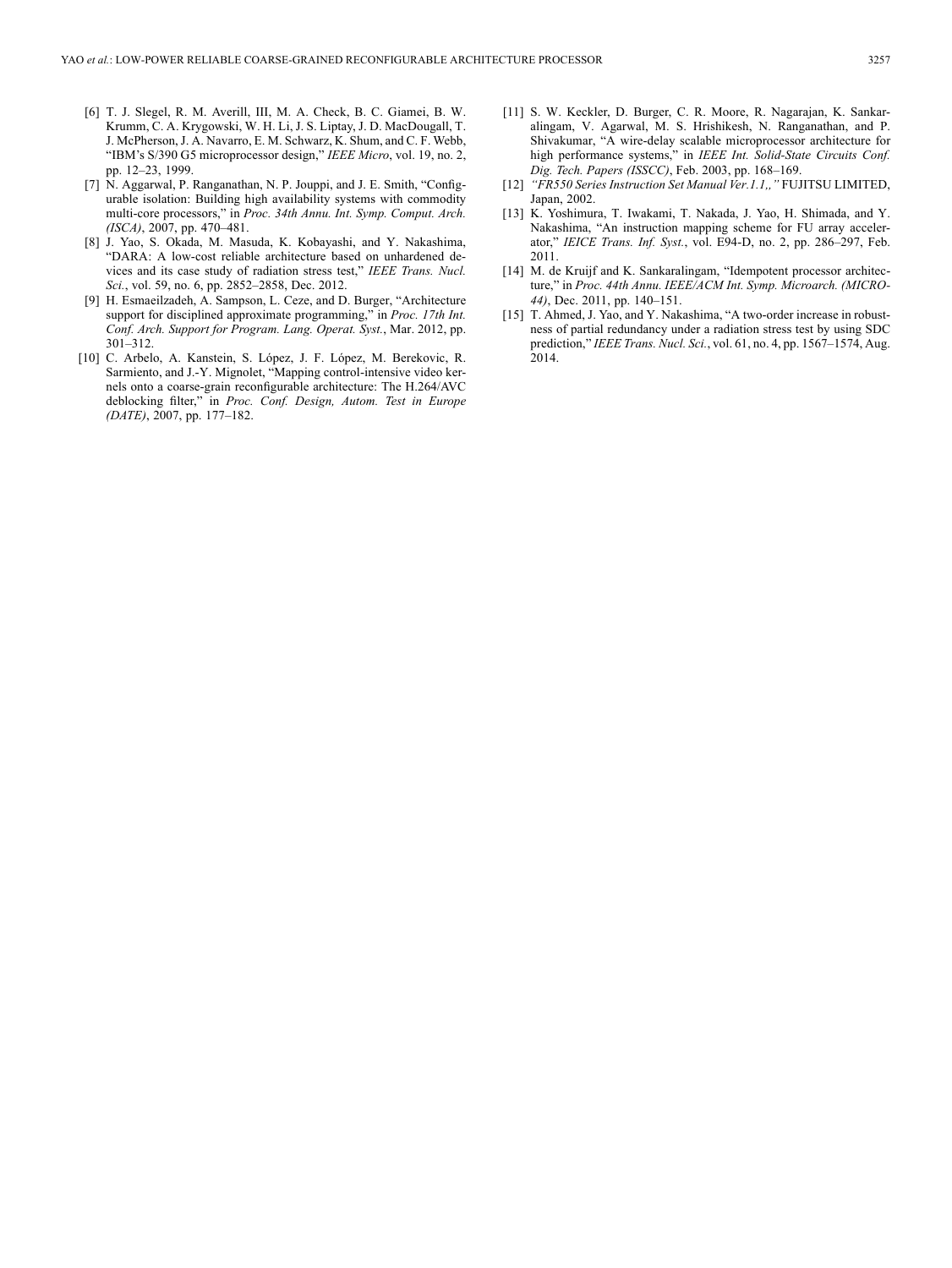[6] T. J. Slegel, R. M. Averill, III, M. A. Check, B. C. Giamei, B. W. Krumm, C. A. Krygowski, W. H. Li, J. S. Liptay, J. D. MacDougall, T. J. McPherson, J. A. Navarro, E. M. Schwarz, K. Shum, and C. F. Webb, "IBM's S/390 G5 microprocessor design," *IEEE Micro*, vol. 19, no. 2, pp. 12–23, 1999.

[7] N. Aggarwal, P. Ranganathan, N. P. Jouppi, and J. E. Smith, "Configurable isolation: Building high availability systems with commodity multi-core processors," in *Proc. 34th Annu. Int. Symp. Comput. Arch. (ISCA)*, 2007, pp. 470–481.

[8] J. Yao, S. Okada, M. Masuda, K. Kobayashi, and Y. Nakashima, "DARA: A low-cost reliable architecture based on unhardened devices and its case study of radiation stress test," *IEEE Trans. Nucl. Sci.*, vol. 59, no. 6, pp. 2852–2858, Dec. 2012.

[9] H. Esmaeilzadeh, A. Sampson, L. Ceze, and D. Burger, "Architecture support for disciplined approximate programming," in *Proc. 17th Int. Conf. Arch. Support for Program. Lang. Operat. Syst.*, Mar. 2012, pp. 301–312.

[10] C. Arbelo, A. Kanstein, S. López, J. F. López, M. Berekovic, R. Sarmiento, and J.-Y. Mignolet, "Mapping control-intensive video kernels onto a coarse-grain reconfigurable architecture: The H.264/AVC deblocking filter," in *Proc. Conf. Design, Autom. Test in Europe (DATE)*, 2007, pp. 177–182.

[11] S. W. Keckler, D. Burger, C. R. Moore, R. Nagarajan, K. Sankaralingam, V. Agarwal, M. S. Hrishikesh, N. Ranganathan, and P. Shivakumar, "A wire-delay scalable microprocessor architecture for high performance systems," in *IEEE Int. Solid-State Circuits Conf. Dig. Tech. Papers (ISSCC)*, Feb. 2003, pp. 168–169.

[12] *"FR550 Series Instruction Set Manual Ver.1.1,,"* FUJITSU LIMITED, Japan, 2002.

[13] K. Yoshimura, T. Iwakami, T. Nakada, J. Yao, H. Shimada, and Y. Nakashima, "An instruction mapping scheme for FU array accelerator," *IEICE Trans. Inf. Syst.*, vol. E94-D, no. 2, pp. 286–297, Feb. 2011.

[14] M. de Kruijf and K. Sankaralingam, "Idempotent processor architecture," in *Proc. 44th Annu. IEEE/ACM Int. Symp. Microarch. (MICRO-44)*, Dec. 2011, pp. 140–151.

[15] T. Ahmed, J. Yao, and Y. Nakashima, "A two-order increase in robustness of partial redundancy under a radiation stress test by using SDC prediction," *IEEE Trans. Nucl. Sci.*, vol. 61, no. 4, pp. 1567–1574, Aug. 2014.